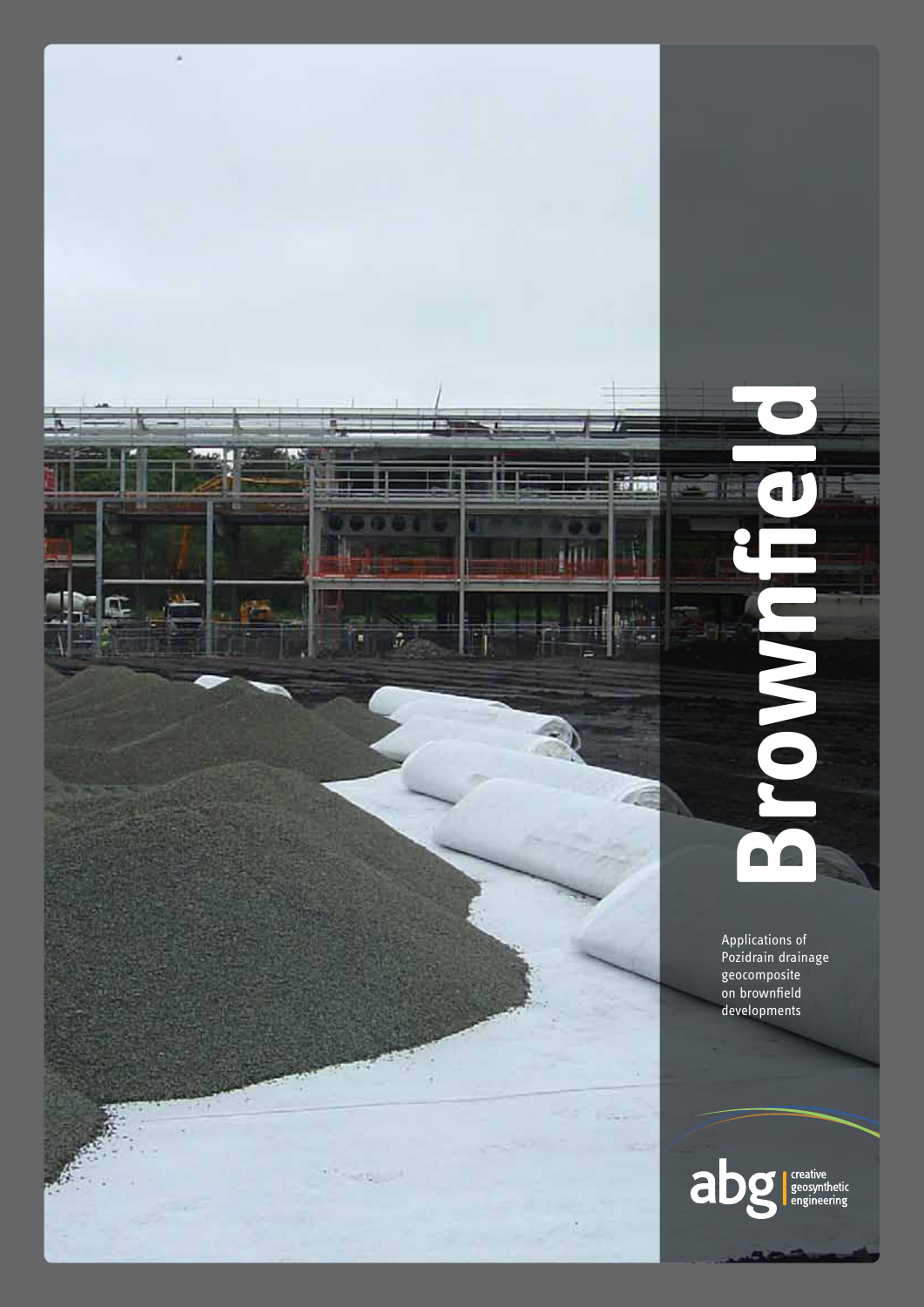# Brownfield

Applications of Pozidrain drainage geocomposite on brownfield developments

abg creative geosynthetic engineering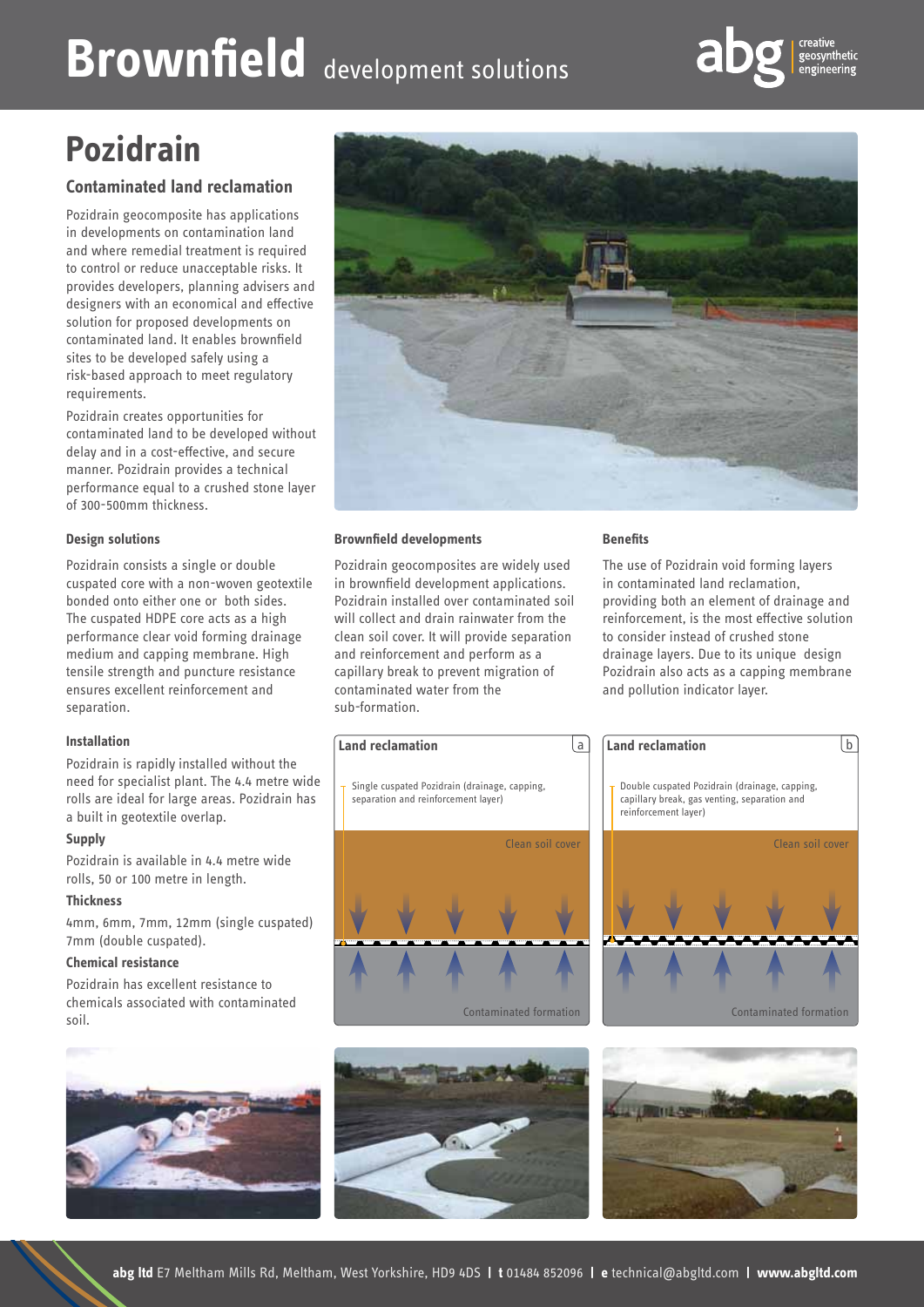# Brownfield development solutions

## Pozidrain

### Contaminated land reclamation

Pozidrain geocomposite has applications in developments on contamination land and where remedial treatment is required to control or reduce unacceptable risks. It provides developers, planning advisers and designers with an economical and effective solution for proposed developments on contaminated land. It enables brownfield sites to be developed safely using a risk-based approach to meet regulatory requirements.

Pozidrain creates opportunities for contaminated land to be developed without delay and in a cost-effective, and secure manner. Pozidrain provides a technical performance equal to a crushed stone layer of 300-500mm thickness.

#### Design solutions

Pozidrain consists a single or double cuspated core with a non-woven geotextile bonded onto either one or both sides. The cuspated HDPE core acts as a high performance clear void forming drainage medium and capping membrane. High tensile strength and puncture resistance ensures excellent reinforcement and separation.

#### Installation

Pozidrain is rapidly installed without the need for specialist plant. The 4.4 metre wide rolls are ideal for large areas. Pozidrain has a built in geotextile overlap.

#### Supply

Pozidrain is available in 4.4 metre wide rolls, 50 or 100 metre in length.

#### Thickness

4mm, 6mm, 7mm, 12mm (single cuspated) 7mm (double cuspated).

#### Chemical resistance

Pozidrain has excellent resistance to chemicals associated with contaminated soil.

#### Brownfield developments

Pozidrain geocomposites are widely used in brownfield development applications. Pozidrain installed over contaminated soil will collect and drain rainwater from the clean soil cover. It will provide separation and reinforcement and perform as a capillary break to prevent migration of contaminated water from the sub-formation.

#### Benefits

The use of Pozidrain void forming layers in contaminated land reclamation, providing both an element of drainage and reinforcement, is the most effective solution to consider instead of crushed stone drainage layers. Due to its unique design Pozidrain also acts as a capping membrane and pollution indicator layer.

Land reclamation — a

Single cuspated Pozidrain (drainage, capping, separation and reinforcement layer)

Clean soil cover

Contaminated formation

Land reclamation — b

Double cuspated Pozidrain (drainage, capping, capillary break, gas venting, separation and reinforcement layer)

Clean soil cover

Contaminated formation

**abg ltd** E7 Meltham Mills Rd, Meltham, West Yorkshire, HD9 4DS | **t** 01484 852096 | **e** technical@abgltd.com | **www.abgltd.com**